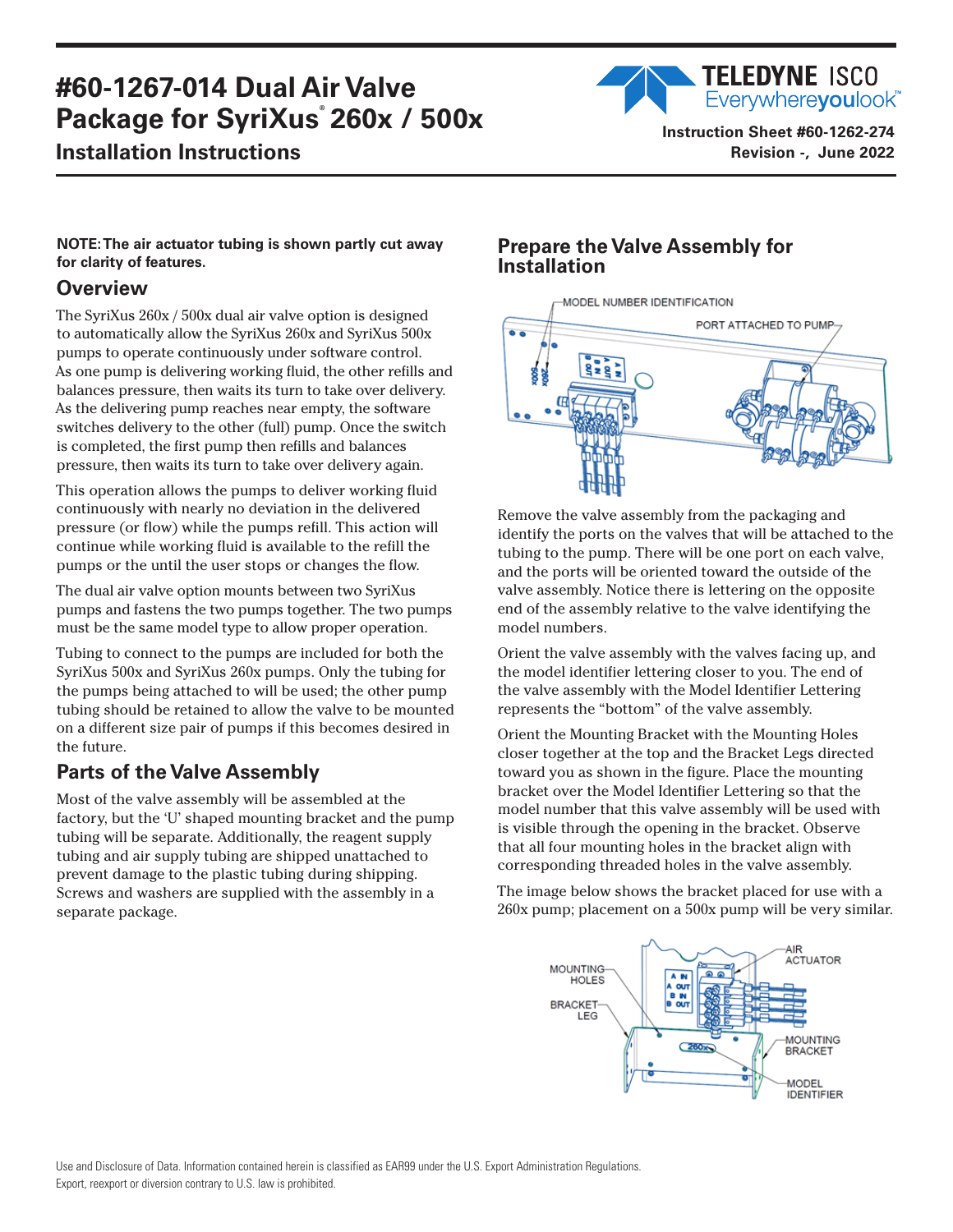# #60-1267-014 Dual Air Valve Package for SyriXus® 260x / 500x

## Installation Instructions

Instruction Sheet #60-1262-274
Revision -, June 2022

**NOTE: The air actuator tubing is shown partly cut away for clarity of features.**

## Overview

The SyriXus 260x / 500x dual air valve option is designed to automatically allow the SyriXus 260x and SyriXus 500x pumps to operate continuously under software control. As one pump is delivering working fluid, the other refills and balances pressure, then waits its turn to take over delivery. As the delivering pump reaches near empty, the software switches delivery to the other (full) pump. Once the switch is completed, the first pump then refills and balances pressure, then waits its turn to take over delivery again.

This operation allows the pumps to deliver working fluid continuously with nearly no deviation in the delivered pressure (or flow) while the pumps refill. This action will continue while working fluid is available to the refill the pumps or the until the user stops or changes the flow.

The dual air valve option mounts between two SyriXus pumps and fastens the two pumps together. The two pumps must be the same model type to allow proper operation.

Tubing to connect to the pumps are included for both the SyriXus 500x and SyriXus 260x pumps. Only the tubing for the pumps being attached to will be used; the other pump tubing should be retained to allow the valve to be mounted on a different size pair of pumps if this becomes desired in the future.

## Parts of the Valve Assembly

Most of the valve assembly will be assembled at the factory, but the 'U' shaped mounting bracket and the pump tubing will be separate. Additionally, the reagent supply tubing and air supply tubing are shipped unattached to prevent damage to the plastic tubing during shipping. Screws and washers are supplied with the assembly in a separate package.

## Prepare the Valve Assembly for Installation

MODEL NUMBER IDENTIFICATION
PORT ATTACHED TO PUMP

Remove the valve assembly from the packaging and identify the ports on the valves that will be attached to the tubing to the pump. There will be one port on each valve, and the ports will be oriented toward the outside of the valve assembly. Notice there is lettering on the opposite end of the assembly relative to the valve identifying the model numbers.

Orient the valve assembly with the valves facing up, and the model identifier lettering closer to you. The end of the valve assembly with the Model Identifier Lettering represents the "bottom" of the valve assembly.

Orient the Mounting Bracket with the Mounting Holes closer together at the top and the Bracket Legs directed toward you as shown in the figure. Place the mounting bracket over the Model Identifier Lettering so that the model number that this valve assembly will be used with is visible through the opening in the bracket. Observe that all four mounting holes in the bracket align with corresponding threaded holes in the valve assembly.

The image below shows the bracket placed for use with a 260x pump; placement on a 500x pump will be very similar.

MOUNTING HOLES
BRACKET LEG
AIR ACTUATOR
MOUNTING BRACKET
MODEL IDENTIFIER

Use and Disclosure of Data. Information contained herein is classified as EAR99 under the U.S. Export Administration Regulations.
Export, reexport or diversion contrary to U.S. law is prohibited.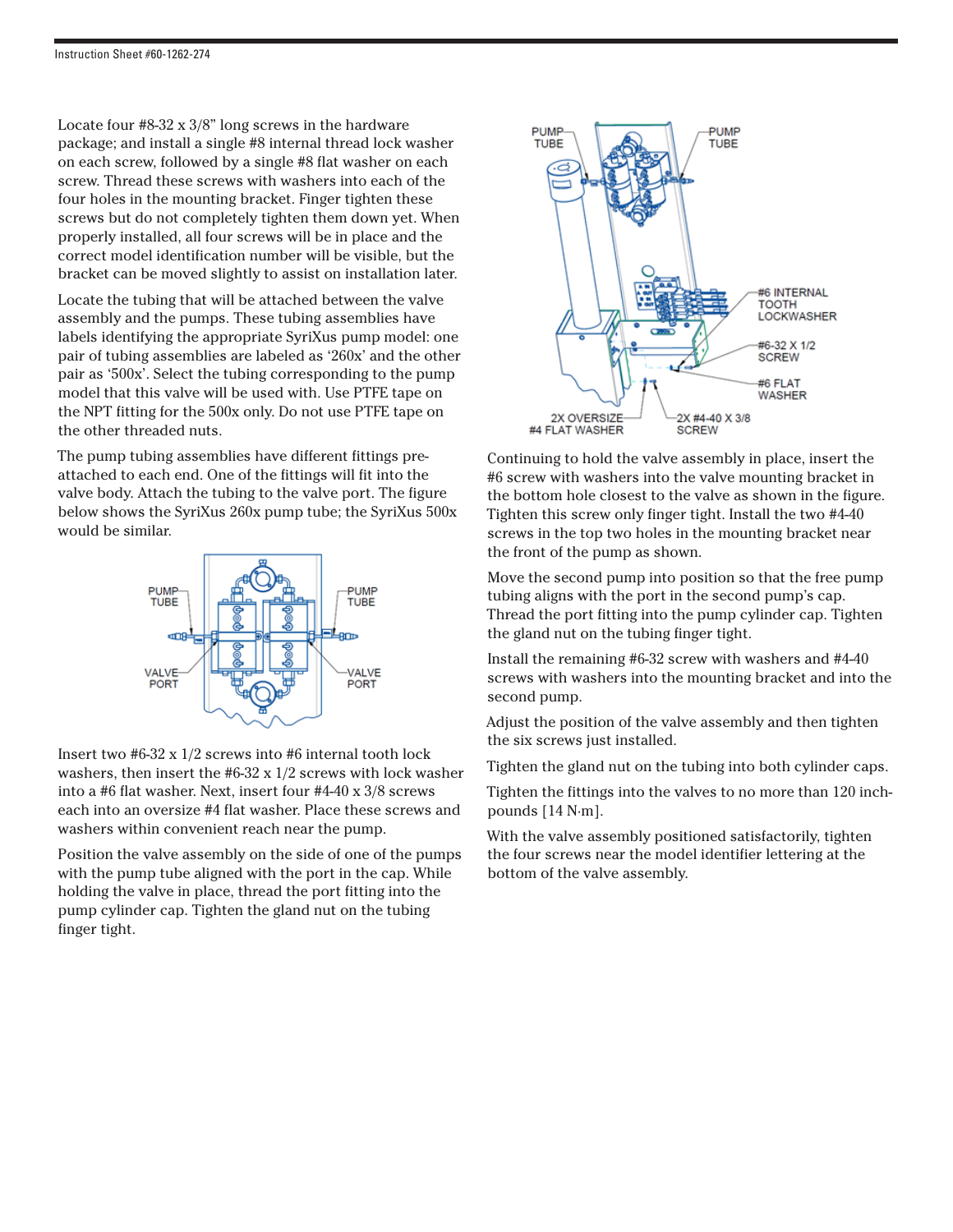Locate four #8-32 x 3/8" long screws in the hardware package; and install a single #8 internal thread lock washer on each screw, followed by a single #8 flat washer on each screw. Thread these screws with washers into each of the four holes in the mounting bracket. Finger tighten these screws but do not completely tighten them down yet. When properly installed, all four screws will be in place and the correct model identification number will be visible, but the bracket can be moved slightly to assist on installation later.

Locate the tubing that will be attached between the valve assembly and the pumps. These tubing assemblies have labels identifying the appropriate SyriXus pump model: one pair of tubing assemblies are labeled as '260x' and the other pair as '500x'. Select the tubing corresponding to the pump model that this valve will be used with. Use PTFE tape on the NPT fitting for the 500x only. Do not use PTFE tape on the other threaded nuts.

The pump tubing assemblies have different fittings pre-attached to each end. One of the fittings will fit into the valve body. Attach the tubing to the valve port. The figure below shows the SyriXus 260x pump tube; the SyriXus 500x would be similar.

PUMP TUBE — PUMP TUBE — VALVE PORT — VALVE PORT

Insert two #6-32 x 1/2 screws into #6 internal tooth lock washers, then insert the #6-32 x 1/2 screws with lock washer into a #6 flat washer. Next, insert four #4-40 x 3/8 screws each into an oversize #4 flat washer. Place these screws and washers within convenient reach near the pump.

Position the valve assembly on the side of one of the pumps with the pump tube aligned with the port in the cap. While holding the valve in place, thread the port fitting into the pump cylinder cap. Tighten the gland nut on the tubing finger tight.

PUMP TUBE — PUMP TUBE — #6 INTERNAL TOOTH LOCKWASHER — #6-32 X 1/2 SCREW — #6 FLAT WASHER — 2X OVERSIZE #4 FLAT WASHER — 2X #4-40 X 3/8 SCREW

Continuing to hold the valve assembly in place, insert the #6 screw with washers into the valve mounting bracket in the bottom hole closest to the valve as shown in the figure. Tighten this screw only finger tight. Install the two #4-40 screws in the top two holes in the mounting bracket near the front of the pump as shown.

Move the second pump into position so that the free pump tubing aligns with the port in the second pump's cap. Thread the port fitting into the pump cylinder cap. Tighten the gland nut on the tubing finger tight.

Install the remaining #6-32 screw with washers and #4-40 screws with washers into the mounting bracket and into the second pump.

Adjust the position of the valve assembly and then tighten the six screws just installed.

Tighten the gland nut on the tubing into both cylinder caps.

Tighten the fittings into the valves to no more than 120 inch-pounds [14 N·m].

With the valve assembly positioned satisfactorily, tighten the four screws near the model identifier lettering at the bottom of the valve assembly.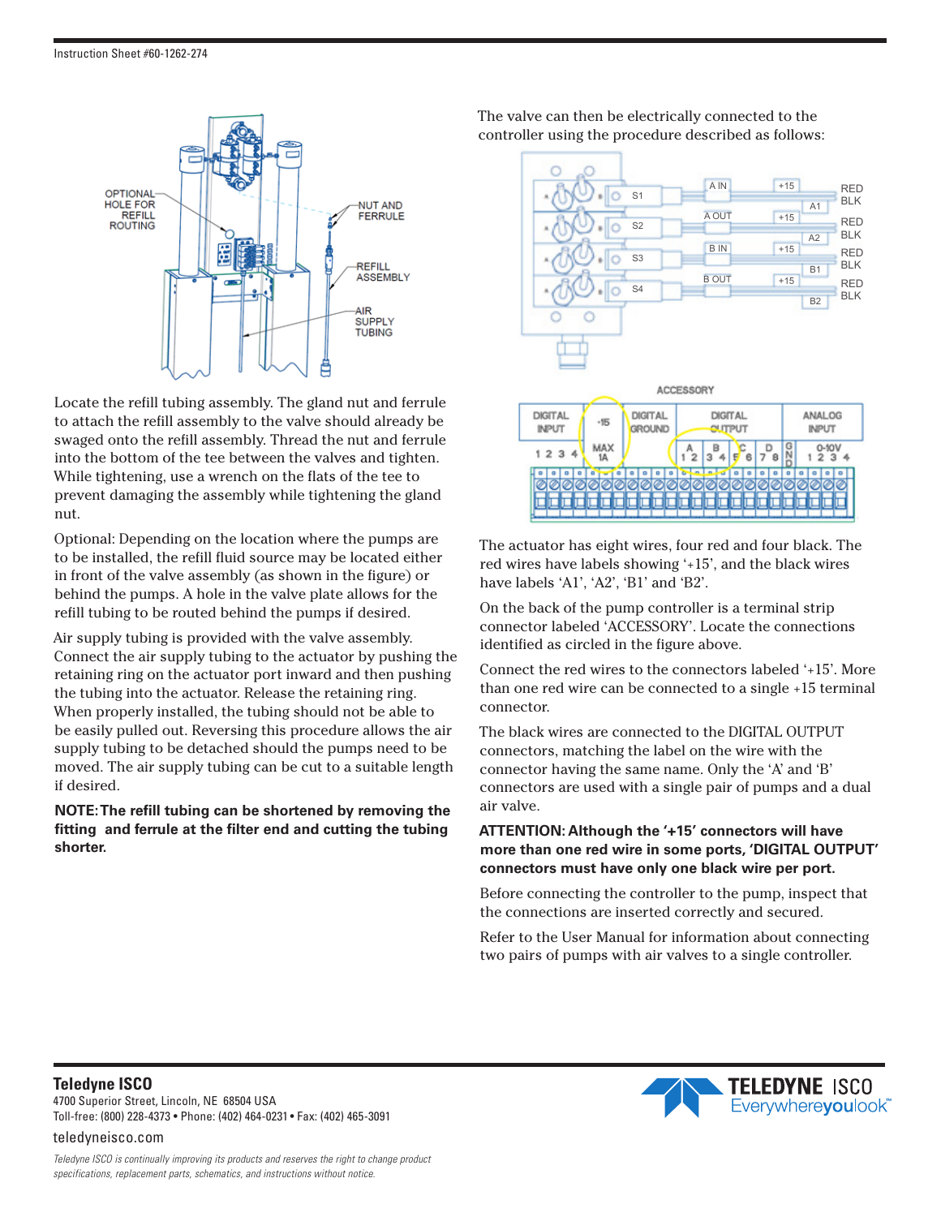OPTIONAL HOLE FOR REFILL ROUTING

NUT AND FERRULE

REFILL ASSEMBLY

AIR SUPPLY TUBING

Locate the refill tubing assembly. The gland nut and ferrule to attach the refill assembly to the valve should already be swaged onto the refill assembly. Thread the nut and ferrule into the bottom of the tee between the valves and tighten. While tightening, use a wrench on the flats of the tee to prevent damaging the assembly while tightening the gland nut.

Optional: Depending on the location where the pumps are to be installed, the refill fluid source may be located either in front of the valve assembly (as shown in the figure) or behind the pumps. A hole in the valve plate allows for the refill tubing to be routed behind the pumps if desired.

Air supply tubing is provided with the valve assembly. Connect the air supply tubing to the actuator by pushing the retaining ring on the actuator port inward and then pushing the tubing into the actuator. Release the retaining ring. When properly installed, the tubing should not be able to be easily pulled out. Reversing this procedure allows the air supply tubing to be detached should the pumps need to be moved. The air supply tubing can be cut to a suitable length if desired.

**NOTE: The refill tubing can be shortened by removing the fitting and ferrule at the filter end and cutting the tubing shorter.**

The valve can then be electrically connected to the controller using the procedure described as follows:

S1 S2 S3 S4

A IN +15 A1 RED BLK

A OUT +15 A2 RED BLK

B IN +15 B1 RED BLK

B OUT +15 B2 RED BLK

ACCESSORY

DIGITAL INPUT 1 2 3 4

+15 MAX 1A

DIGITAL GROUND

DIGITAL OUTPUT A 1 2 B 3 4 C 5 6 D 7 8

GND

ANALOG INPUT 0-10V 1 2 3 4

The actuator has eight wires, four red and four black. The red wires have labels showing '+15', and the black wires have labels 'A1', 'A2', 'B1' and 'B2'.

On the back of the pump controller is a terminal strip connector labeled 'ACCESSORY'. Locate the connections identified as circled in the figure above.

Connect the red wires to the connectors labeled '+15'. More than one red wire can be connected to a single +15 terminal connector.

The black wires are connected to the DIGITAL OUTPUT connectors, matching the label on the wire with the connector having the same name. Only the 'A' and 'B' connectors are used with a single pair of pumps and a dual air valve.

**ATTENTION: Although the '+15' connectors will have more than one red wire in some ports, 'DIGITAL OUTPUT' connectors must have only one black wire per port.**

Before connecting the controller to the pump, inspect that the connections are inserted correctly and secured.

Refer to the User Manual for information about connecting two pairs of pumps with air valves to a single controller.

**Teledyne ISCO**
4700 Superior Street, Lincoln, NE 68504 USA
Toll-free: (800) 228-4373 • Phone: (402) 464-0231 • Fax: (402) 465-3091

teledyneisco.com

*Teledyne ISCO is continually improving its products and reserves the right to change product specifications, replacement parts, schematics, and instructions without notice.*

TELEDYNE ISCO Everywhereyoulook™